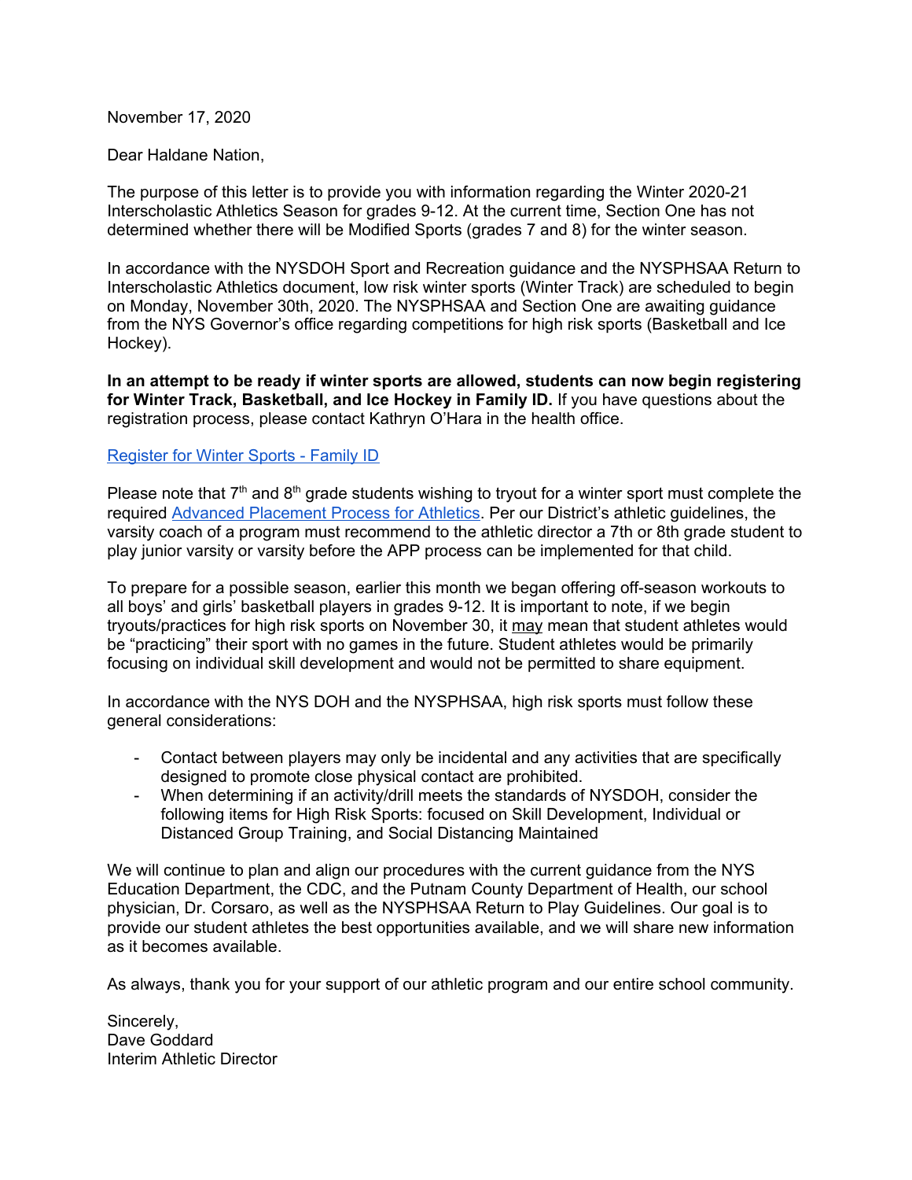November 17, 2020

Dear Haldane Nation,

The purpose of this letter is to provide you with information regarding the Winter 2020-21 Interscholastic Athletics Season for grades 9-12. At the current time, Section One has not determined whether there will be Modified Sports (grades 7 and 8) for the winter season.

In accordance with the NYSDOH Sport and Recreation guidance and the NYSPHSAA Return to Interscholastic Athletics document, low risk winter sports (Winter Track) are scheduled to begin on Monday, November 30th, 2020. The NYSPHSAA and Section One are awaiting guidance from the NYS Governor's office regarding competitions for high risk sports (Basketball and Ice Hockey).

**In an attempt to be ready if winter sports are allowed, students can now begin registering for Winter Track, Basketball, and Ice Hockey in Family ID.** If you have questions about the registration process, please contact Kathryn O'Hara in the health office.

Register for Winter Sports - Family ID

Please note that 7th and 8th grade students wishing to tryout for a winter sport must complete the required Advanced Placement Process for Athletics. Per our District's athletic guidelines, the varsity coach of a program must recommend to the athletic director a 7th or 8th grade student to play junior varsity or varsity before the APP process can be implemented for that child.

To prepare for a possible season, earlier this month we began offering off-season workouts to all boys' and girls' basketball players in grades 9-12. It is important to note, if we begin tryouts/practices for high risk sports on November 30, it may mean that student athletes would be "practicing" their sport with no games in the future. Student athletes would be primarily focusing on individual skill development and would not be permitted to share equipment.

In accordance with the NYS DOH and the NYSPHSAA, high risk sports must follow these general considerations:

- Contact between players may only be incidental and any activities that are specifically designed to promote close physical contact are prohibited.
- When determining if an activity/drill meets the standards of NYSDOH, consider the following items for High Risk Sports: focused on Skill Development, Individual or Distanced Group Training, and Social Distancing Maintained

We will continue to plan and align our procedures with the current guidance from the NYS Education Department, the CDC, and the Putnam County Department of Health, our school physician, Dr. Corsaro, as well as the NYSPHSAA Return to Play Guidelines. Our goal is to provide our student athletes the best opportunities available, and we will share new information as it becomes available.

As always, thank you for your support of our athletic program and our entire school community.

Sincerely,
Dave Goddard
Interim Athletic Director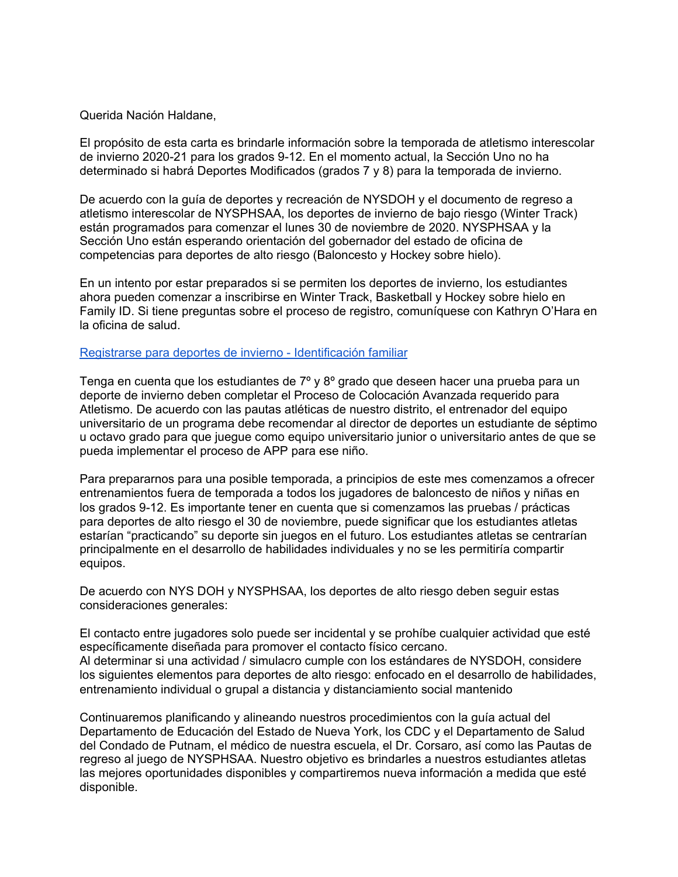Querida Nación Haldane,

El propósito de esta carta es brindarle información sobre la temporada de atletismo interescolar de invierno 2020-21 para los grados 9-12. En el momento actual, la Sección Uno no ha determinado si habrá Deportes Modificados (grados 7 y 8) para la temporada de invierno.

De acuerdo con la guía de deportes y recreación de NYSDOH y el documento de regreso a atletismo interescolar de NYSPHSAA, los deportes de invierno de bajo riesgo (Winter Track) están programados para comenzar el lunes 30 de noviembre de 2020. NYSPHSAA y la Sección Uno están esperando orientación del gobernador del estado de oficina de competencias para deportes de alto riesgo (Baloncesto y Hockey sobre hielo).

En un intento por estar preparados si se permiten los deportes de invierno, los estudiantes ahora pueden comenzar a inscribirse en Winter Track, Basketball y Hockey sobre hielo en Family ID. Si tiene preguntas sobre el proceso de registro, comuníquese con Kathryn O'Hara en la oficina de salud.

[Registrarse para deportes de invierno - Identificación familiar]

Tenga en cuenta que los estudiantes de 7º y 8º grado que deseen hacer una prueba para un deporte de invierno deben completar el Proceso de Colocación Avanzada requerido para Atletismo. De acuerdo con las pautas atléticas de nuestro distrito, el entrenador del equipo universitario de un programa debe recomendar al director de deportes un estudiante de séptimo u octavo grado para que juegue como equipo universitario junior o universitario antes de que se pueda implementar el proceso de APP para ese niño.

Para prepararnos para una posible temporada, a principios de este mes comenzamos a ofrecer entrenamientos fuera de temporada a todos los jugadores de baloncesto de niños y niñas en los grados 9-12. Es importante tener en cuenta que si comenzamos las pruebas / prácticas para deportes de alto riesgo el 30 de noviembre, puede significar que los estudiantes atletas estarían "practicando" su deporte sin juegos en el futuro. Los estudiantes atletas se centrarían principalmente en el desarrollo de habilidades individuales y no se les permitiría compartir equipos.

De acuerdo con NYS DOH y NYSPHSAA, los deportes de alto riesgo deben seguir estas consideraciones generales:

El contacto entre jugadores solo puede ser incidental y se prohíbe cualquier actividad que esté específicamente diseñada para promover el contacto físico cercano.
Al determinar si una actividad / simulacro cumple con los estándares de NYSDOH, considere los siguientes elementos para deportes de alto riesgo: enfocado en el desarrollo de habilidades, entrenamiento individual o grupal a distancia y distanciamiento social mantenido

Continuaremos planificando y alineando nuestros procedimientos con la guía actual del Departamento de Educación del Estado de Nueva York, los CDC y el Departamento de Salud del Condado de Putnam, el médico de nuestra escuela, el Dr. Corsaro, así como las Pautas de regreso al juego de NYSPHSAA. Nuestro objetivo es brindarles a nuestros estudiantes atletas las mejores oportunidades disponibles y compartiremos nueva información a medida que esté disponible.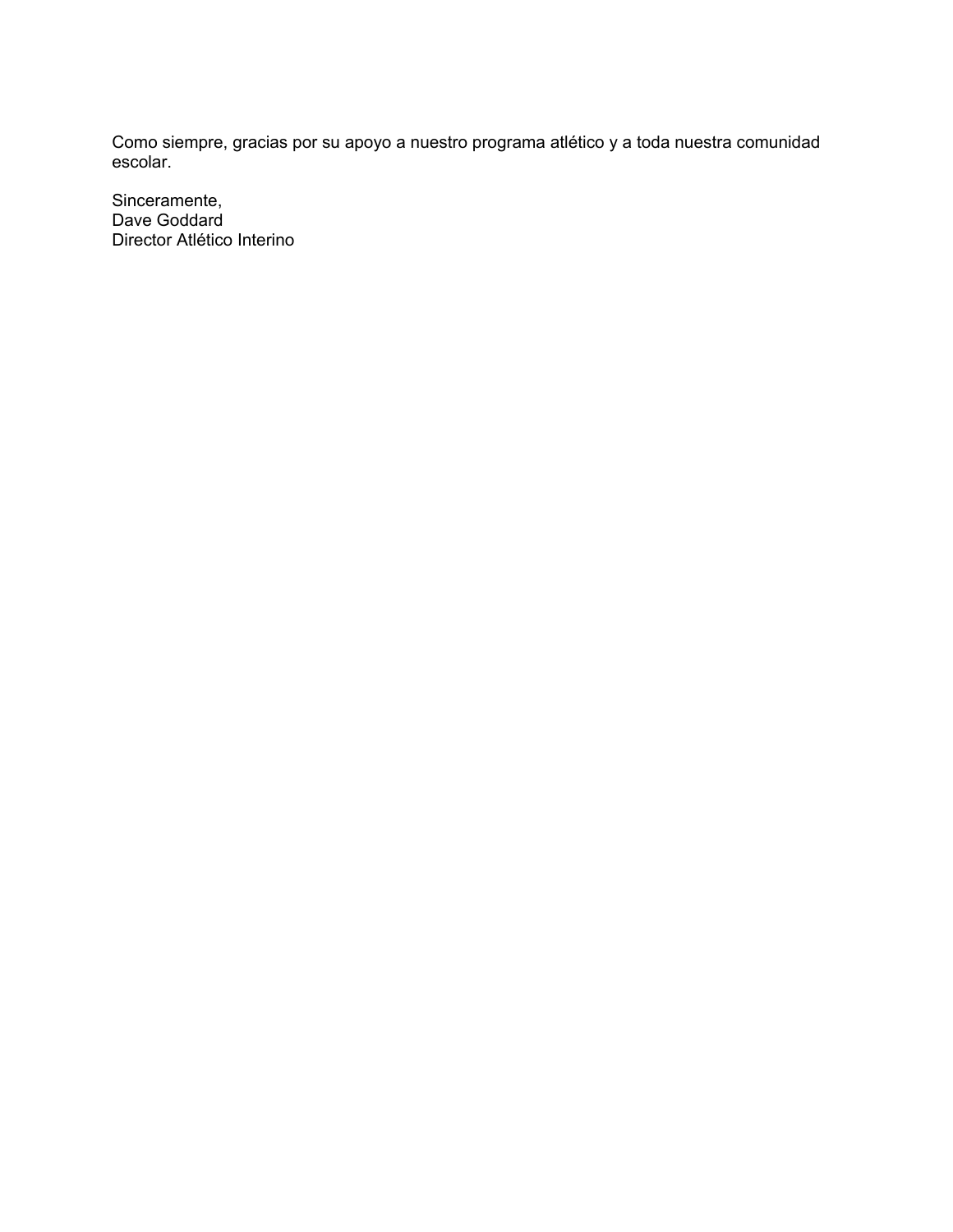Como siempre, gracias por su apoyo a nuestro programa atlético y a toda nuestra comunidad escolar.

Sinceramente,
Dave Goddard
Director Atlético Interino